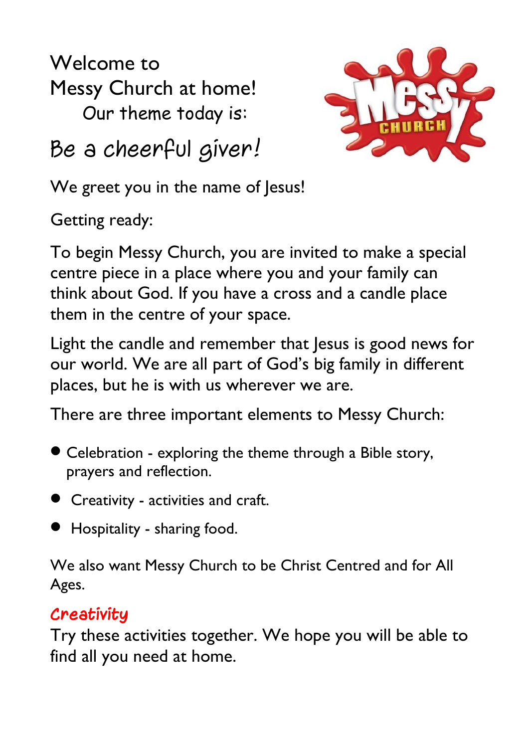# Welcome to Messy Church at home!

Our theme today is:

## Be a cheerful giver!

We greet you in the name of Jesus!

Getting ready:

To begin Messy Church, you are invited to make a special centre piece in a place where you and your family can think about God. If you have a cross and a candle place them in the centre of your space.

Light the candle and remember that Jesus is good news for our world. We are all part of God's big family in different places, but he is with us wherever we are.

There are three important elements to Messy Church:

- Celebration - exploring the theme through a Bible story, prayers and reflection.
- Creativity - activities and craft.
- Hospitality - sharing food.

We also want Messy Church to be Christ Centred and for All Ages.

### Creativity

Try these activities together. We hope you will be able to find all you need at home.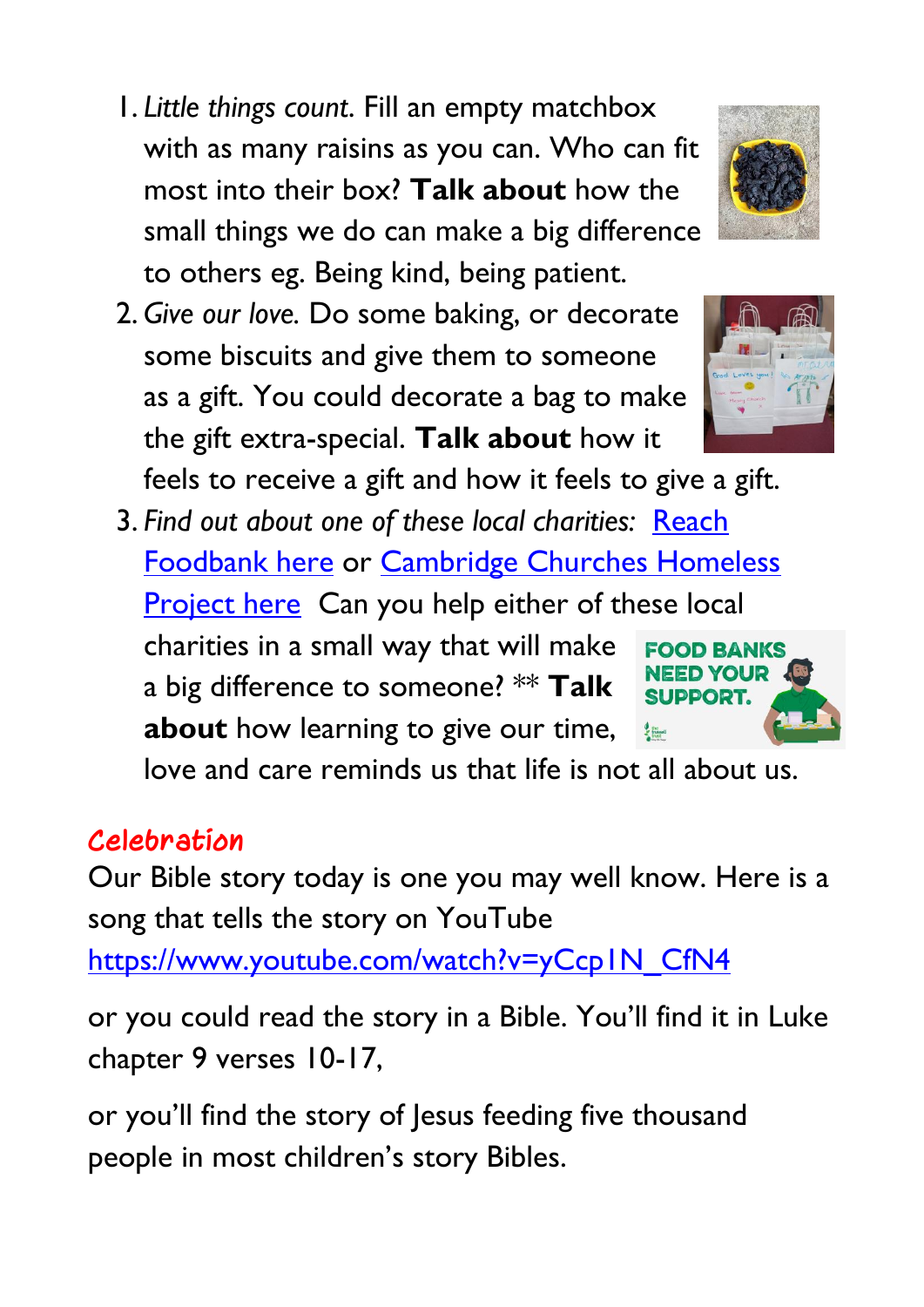1. *Little things count.* Fill an empty matchbox with as many raisins as you can. Who can fit most into their box? **Talk about** how the small things we do can make a big difference to others eg. Being kind, being patient.
2. *Give our love.* Do some baking, or decorate some biscuits and give them to someone as a gift. You could decorate a bag to make the gift extra-special. **Talk about** how it feels to receive a gift and how it feels to give a gift.
3. *Find out about one of these local charities:* Reach Foodbank here or Cambridge Churches Homeless Project here Can you help either of these local charities in a small way that will make a big difference to someone? ** **Talk about** how learning to give our time, love and care reminds us that life is not all about us.

## Celebration

Our Bible story today is one you may well know. Here is a song that tells the story on YouTube https://www.youtube.com/watch?v=yCcp1N_CfN4

or you could read the story in a Bible. You'll find it in Luke chapter 9 verses 10-17,

or you'll find the story of Jesus feeding five thousand people in most children's story Bibles.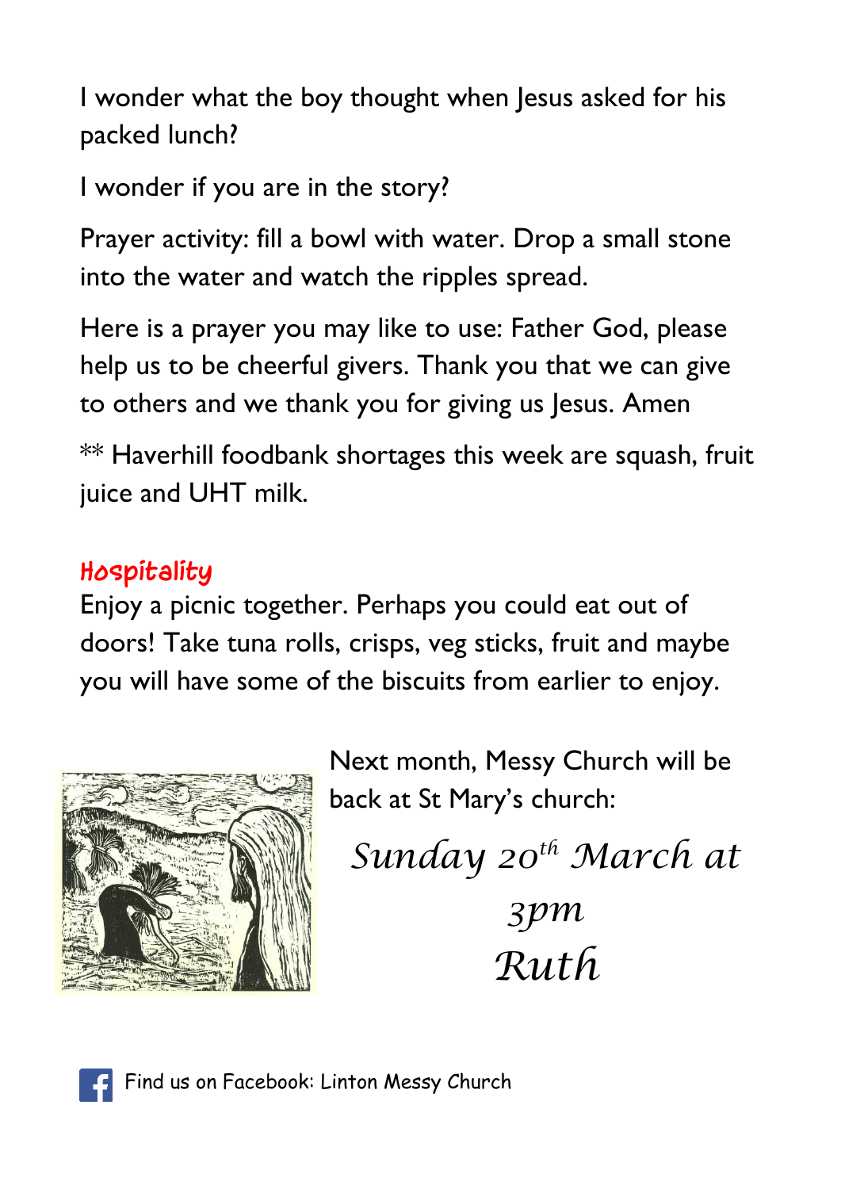I wonder what the boy thought when Jesus asked for his packed lunch?

I wonder if you are in the story?

Prayer activity: fill a bowl with water. Drop a small stone into the water and watch the ripples spread.

Here is a prayer you may like to use: Father God, please help us to be cheerful givers. Thank you that we can give to others and we thank you for giving us Jesus. Amen

** Haverhill foodbank shortages this week are squash, fruit juice and UHT milk.

## Hospitality

Enjoy a picnic together. Perhaps you could eat out of doors! Take tuna rolls, crisps, veg sticks, fruit and maybe you will have some of the biscuits from earlier to enjoy.

Next month, Messy Church will be back at St Mary's church:

*Sunday 20th March at 3pm*

*Ruth*

Find us on Facebook: Linton Messy Church